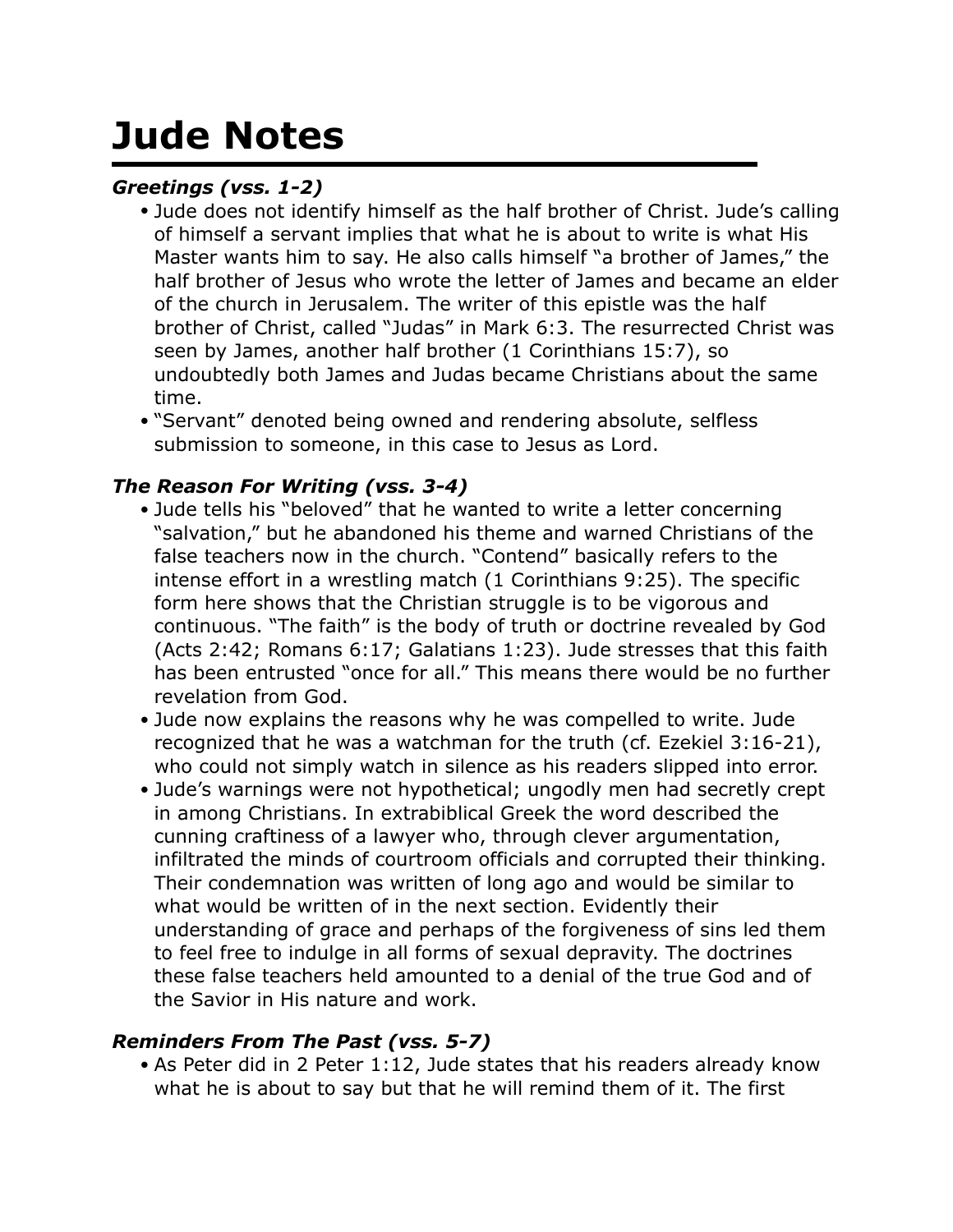# Jude Notes

***Greetings (vss. 1-2)***

- Jude does not identify himself as the half brother of Christ. Jude's calling of himself a servant implies that what he is about to write is what His Master wants him to say. He also calls himself "a brother of James," the half brother of Jesus who wrote the letter of James and became an elder of the church in Jerusalem. The writer of this epistle was the half brother of Christ, called "Judas" in Mark 6:3. The resurrected Christ was seen by James, another half brother (1 Corinthians 15:7), so undoubtedly both James and Judas became Christians about the same time.
- "Servant" denoted being owned and rendering absolute, selfless submission to someone, in this case to Jesus as Lord.

***The Reason For Writing (vss. 3-4)***

- Jude tells his "beloved" that he wanted to write a letter concerning "salvation," but he abandoned his theme and warned Christians of the false teachers now in the church. "Contend" basically refers to the intense effort in a wrestling match (1 Corinthians 9:25). The specific form here shows that the Christian struggle is to be vigorous and continuous. "The faith" is the body of truth or doctrine revealed by God (Acts 2:42; Romans 6:17; Galatians 1:23). Jude stresses that this faith has been entrusted "once for all." This means there would be no further revelation from God.
- Jude now explains the reasons why he was compelled to write. Jude recognized that he was a watchman for the truth (cf. Ezekiel 3:16-21), who could not simply watch in silence as his readers slipped into error.
- Jude's warnings were not hypothetical; ungodly men had secretly crept in among Christians. In extrabiblical Greek the word described the cunning craftiness of a lawyer who, through clever argumentation, infiltrated the minds of courtroom officials and corrupted their thinking. Their condemnation was written of long ago and would be similar to what would be written of in the next section. Evidently their understanding of grace and perhaps of the forgiveness of sins led them to feel free to indulge in all forms of sexual depravity. The doctrines these false teachers held amounted to a denial of the true God and of the Savior in His nature and work.

***Reminders From The Past (vss. 5-7)***

- As Peter did in 2 Peter 1:12, Jude states that his readers already know what he is about to say but that he will remind them of it. The first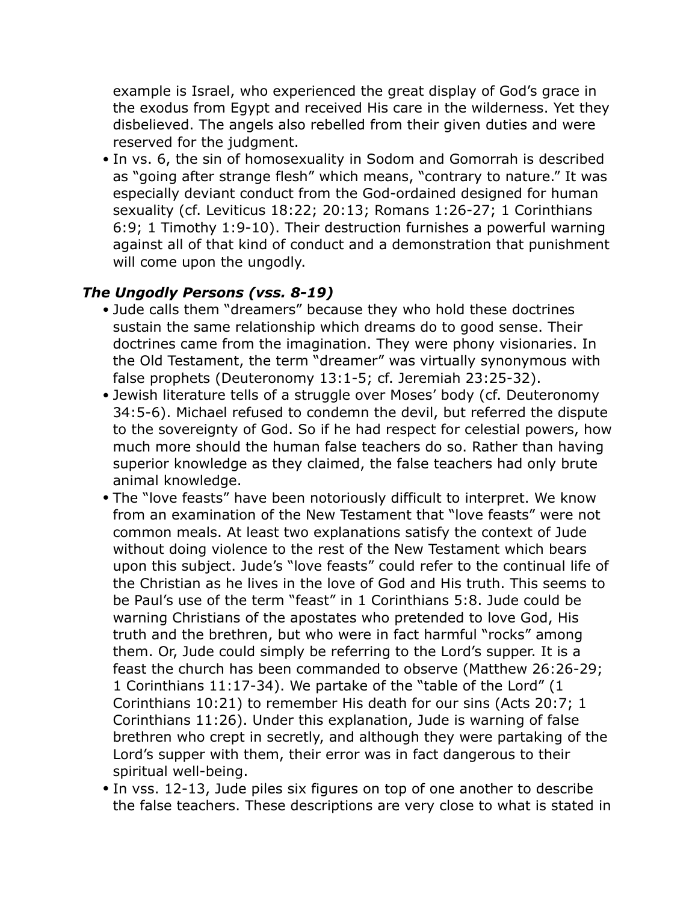example is Israel, who experienced the great display of God's grace in the exodus from Egypt and received His care in the wilderness. Yet they disbelieved. The angels also rebelled from their given duties and were reserved for the judgment.

- In vs. 6, the sin of homosexuality in Sodom and Gomorrah is described as "going after strange flesh" which means, "contrary to nature." It was especially deviant conduct from the God-ordained designed for human sexuality (cf. Leviticus 18:22; 20:13; Romans 1:26-27; 1 Corinthians 6:9; 1 Timothy 1:9-10). Their destruction furnishes a powerful warning against all of that kind of conduct and a demonstration that punishment will come upon the ungodly.

### *The Ungodly Persons (vss. 8-19)*

- Jude calls them "dreamers" because they who hold these doctrines sustain the same relationship which dreams do to good sense. Their doctrines came from the imagination. They were phony visionaries. In the Old Testament, the term "dreamer" was virtually synonymous with false prophets (Deuteronomy 13:1-5; cf. Jeremiah 23:25-32).
- Jewish literature tells of a struggle over Moses' body (cf. Deuteronomy 34:5-6). Michael refused to condemn the devil, but referred the dispute to the sovereignty of God. So if he had respect for celestial powers, how much more should the human false teachers do so. Rather than having superior knowledge as they claimed, the false teachers had only brute animal knowledge.
- The "love feasts" have been notoriously difficult to interpret. We know from an examination of the New Testament that "love feasts" were not common meals. At least two explanations satisfy the context of Jude without doing violence to the rest of the New Testament which bears upon this subject. Jude's "love feasts" could refer to the continual life of the Christian as he lives in the love of God and His truth. This seems to be Paul's use of the term "feast" in 1 Corinthians 5:8. Jude could be warning Christians of the apostates who pretended to love God, His truth and the brethren, but who were in fact harmful "rocks" among them. Or, Jude could simply be referring to the Lord's supper. It is a feast the church has been commanded to observe (Matthew 26:26-29; 1 Corinthians 11:17-34). We partake of the "table of the Lord" (1 Corinthians 10:21) to remember His death for our sins (Acts 20:7; 1 Corinthians 11:26). Under this explanation, Jude is warning of false brethren who crept in secretly, and although they were partaking of the Lord's supper with them, their error was in fact dangerous to their spiritual well-being.
- In vss. 12-13, Jude piles six figures on top of one another to describe the false teachers. These descriptions are very close to what is stated in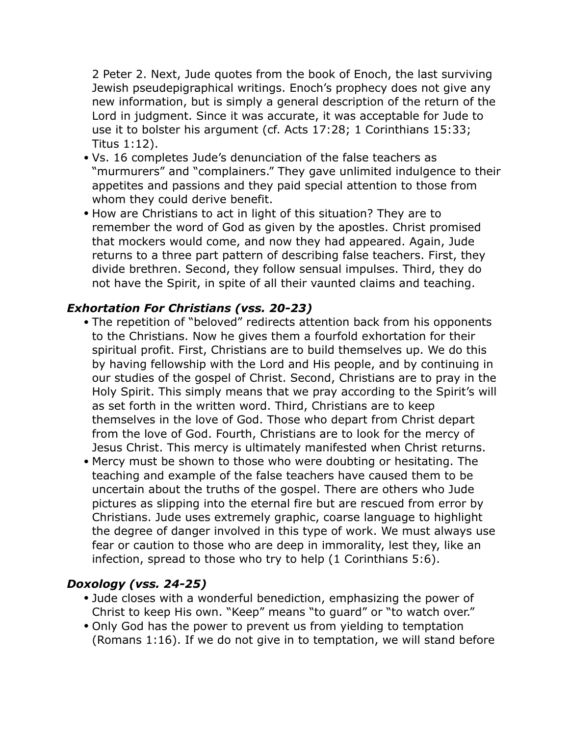2 Peter 2. Next, Jude quotes from the book of Enoch, the last surviving Jewish pseudepigraphical writings. Enoch's prophecy does not give any new information, but is simply a general description of the return of the Lord in judgment. Since it was accurate, it was acceptable for Jude to use it to bolster his argument (cf. Acts 17:28; 1 Corinthians 15:33; Titus 1:12).

- Vs. 16 completes Jude's denunciation of the false teachers as "murmurers" and "complainers." They gave unlimited indulgence to their appetites and passions and they paid special attention to those from whom they could derive benefit.
- How are Christians to act in light of this situation? They are to remember the word of God as given by the apostles. Christ promised that mockers would come, and now they had appeared. Again, Jude returns to a three part pattern of describing false teachers. First, they divide brethren. Second, they follow sensual impulses. Third, they do not have the Spirit, in spite of all their vaunted claims and teaching.

### *Exhortation For Christians (vss. 20-23)*

- The repetition of "beloved" redirects attention back from his opponents to the Christians. Now he gives them a fourfold exhortation for their spiritual profit. First, Christians are to build themselves up. We do this by having fellowship with the Lord and His people, and by continuing in our studies of the gospel of Christ. Second, Christians are to pray in the Holy Spirit. This simply means that we pray according to the Spirit's will as set forth in the written word. Third, Christians are to keep themselves in the love of God. Those who depart from Christ depart from the love of God. Fourth, Christians are to look for the mercy of Jesus Christ. This mercy is ultimately manifested when Christ returns.
- Mercy must be shown to those who were doubting or hesitating. The teaching and example of the false teachers have caused them to be uncertain about the truths of the gospel. There are others who Jude pictures as slipping into the eternal fire but are rescued from error by Christians. Jude uses extremely graphic, coarse language to highlight the degree of danger involved in this type of work. We must always use fear or caution to those who are deep in immorality, lest they, like an infection, spread to those who try to help (1 Corinthians 5:6).

### *Doxology (vss. 24-25)*

- Jude closes with a wonderful benediction, emphasizing the power of Christ to keep His own. "Keep" means "to guard" or "to watch over."
- Only God has the power to prevent us from yielding to temptation (Romans 1:16). If we do not give in to temptation, we will stand before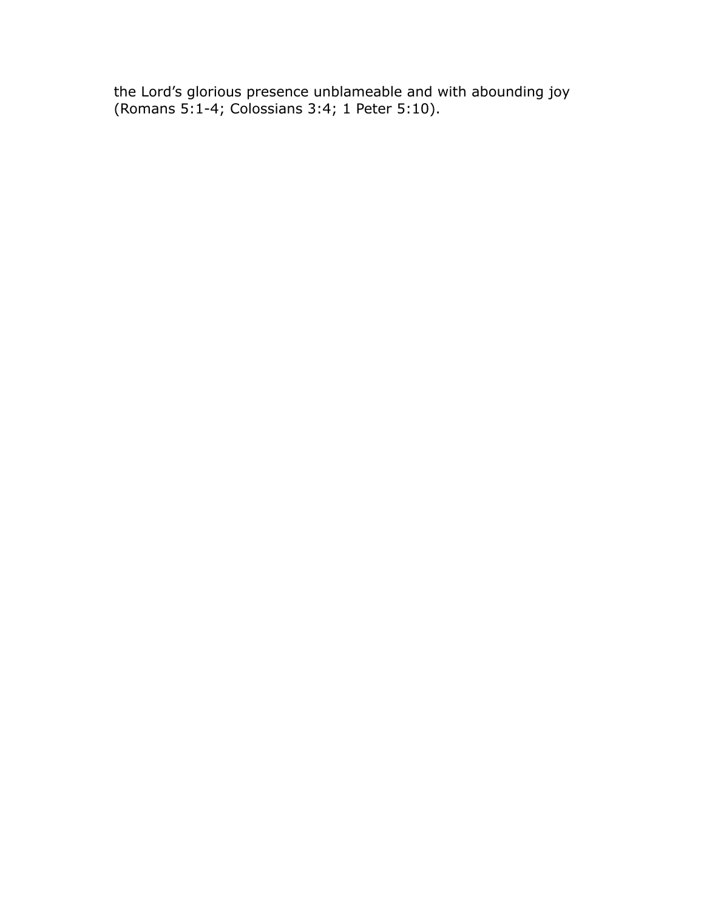the Lord’s glorious presence unblameable and with abounding joy (Romans 5:1-4; Colossians 3:4; 1 Peter 5:10).